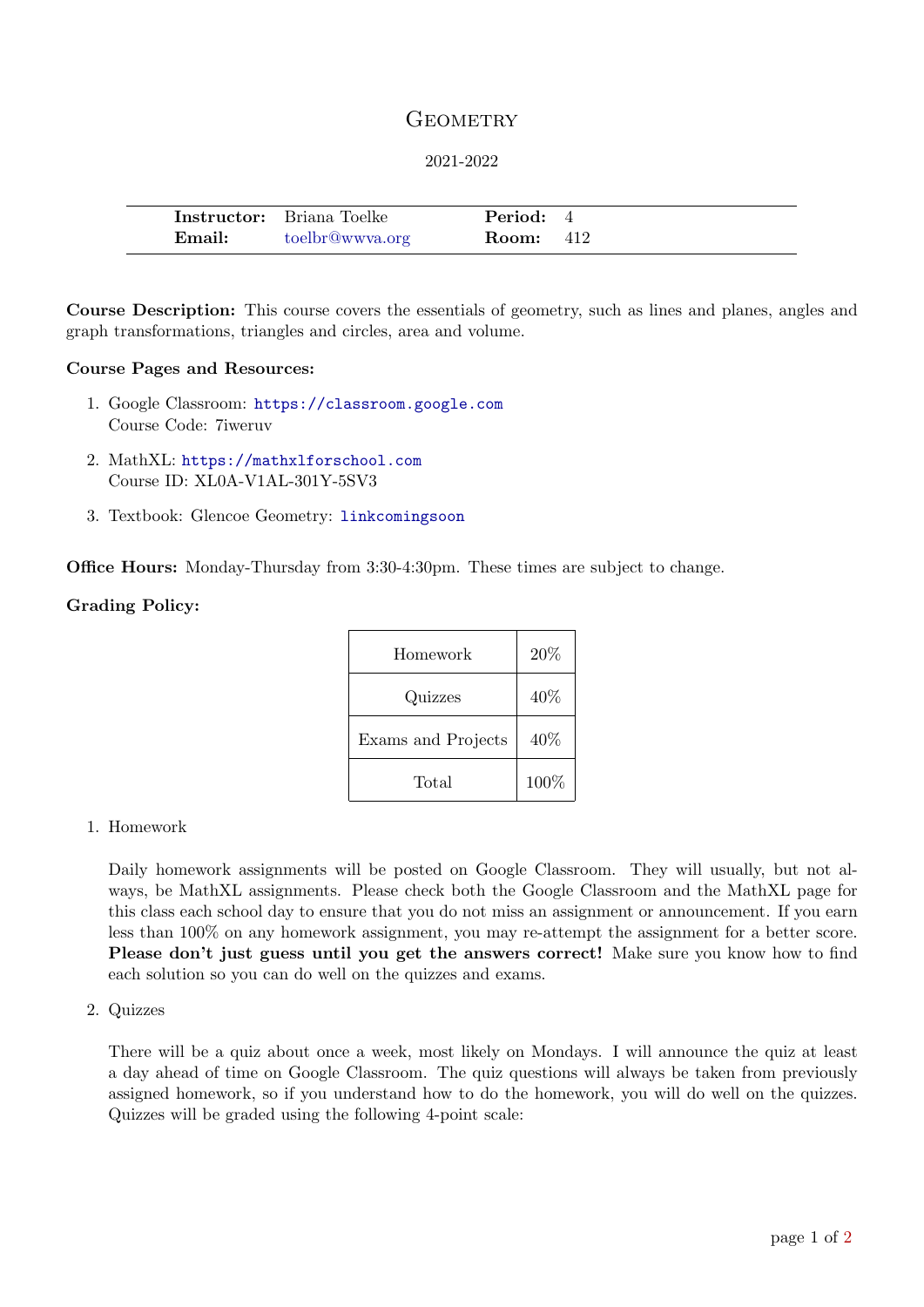# Geometry

2021-2022

| **Instructor:** | Briana Toelke | **Period:** | 4 |
|---|---|---|---|
| **Email:** | toelbr@wwva.org | **Room:** | 412 |

**Course Description:** This course covers the essentials of geometry, such as lines and planes, angles and graph transformations, triangles and circles, area and volume.

**Course Pages and Resources:**

1. Google Classroom: `https://classroom.google.com`
   Course Code: 7iweruv

2. MathXL: `https://mathxlforschool.com`
   Course ID: XL0A-V1AL-301Y-5SV3

3. Textbook: Glencoe Geometry: `linkcomingsoon`

**Office Hours:** Monday-Thursday from 3:30-4:30pm. These times are subject to change.

**Grading Policy:**

| Category | Weight |
|---|---|
| Homework | 20% |
| Quizzes | 40% |
| Exams and Projects | 40% |
| Total | 100% |

1. Homework

   Daily homework assignments will be posted on Google Classroom. They will usually, but not always, be MathXL assignments. Please check both the Google Classroom and the MathXL page for this class each school day to ensure that you do not miss an assignment or announcement. If you earn less than 100% on any homework assignment, you may re-attempt the assignment for a better score. **Please don't just guess until you get the answers correct!** Make sure you know how to find each solution so you can do well on the quizzes and exams.

2. Quizzes

   There will be a quiz about once a week, most likely on Mondays. I will announce the quiz at least a day ahead of time on Google Classroom. The quiz questions will always be taken from previously assigned homework, so if you understand how to do the homework, you will do well on the quizzes. Quizzes will be graded using the following 4-point scale: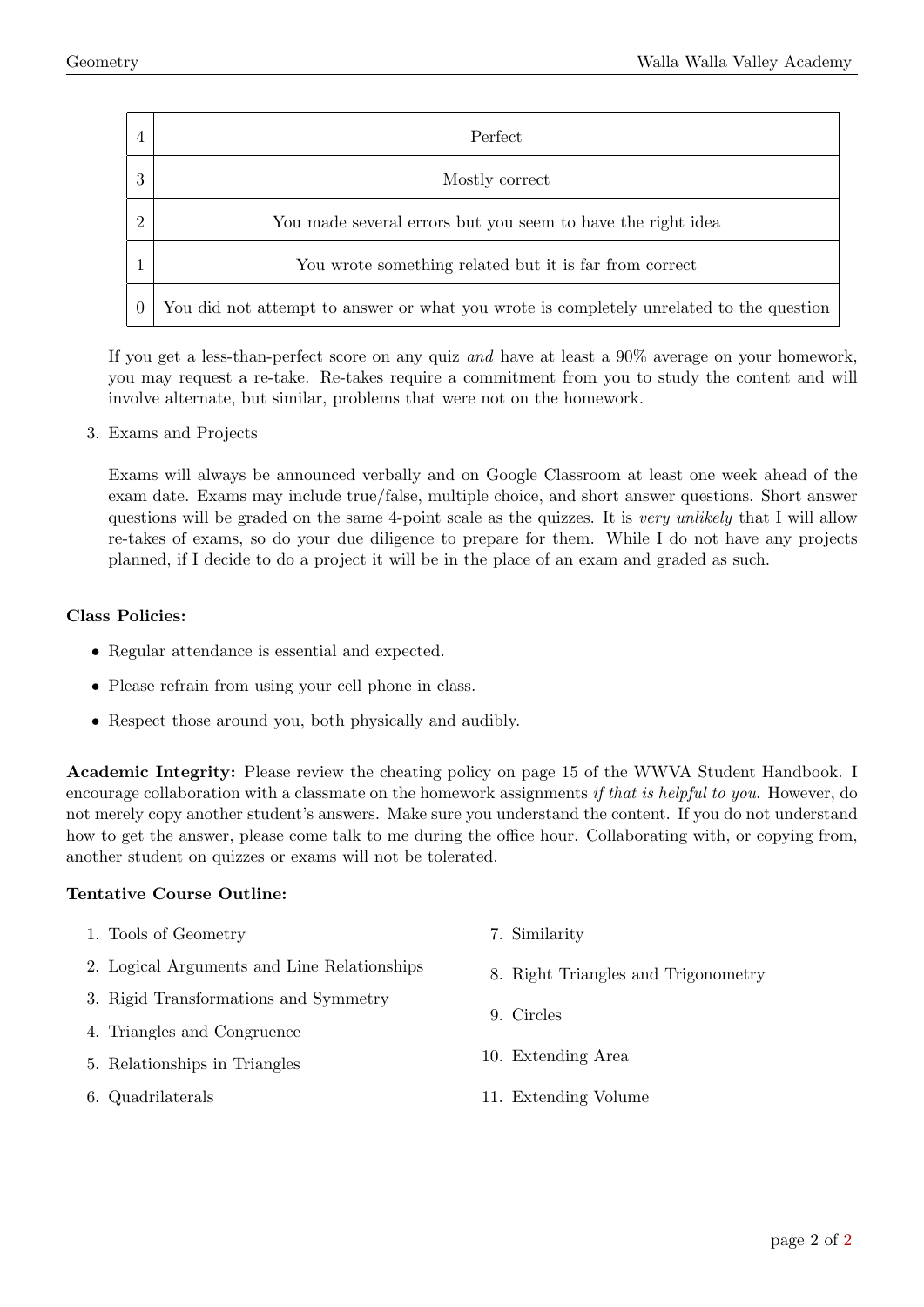| | |
|---|---|
| 4 | Perfect |
| 3 | Mostly correct |
| 2 | You made several errors but you seem to have the right idea |
| 1 | You wrote something related but it is far from correct |
| 0 | You did not attempt to answer or what you wrote is completely unrelated to the question |

If you get a less-than-perfect score on any quiz *and* have at least a 90% average on your homework, you may request a re-take. Re-takes require a commitment from you to study the content and will involve alternate, but similar, problems that were not on the homework.

3. Exams and Projects

   Exams will always be announced verbally and on Google Classroom at least one week ahead of the exam date. Exams may include true/false, multiple choice, and short answer questions. Short answer questions will be graded on the same 4-point scale as the quizzes. It is *very unlikely* that I will allow re-takes of exams, so do your due diligence to prepare for them. While I do not have any projects planned, if I decide to do a project it will be in the place of an exam and graded as such.

**Class Policies:**

- Regular attendance is essential and expected.
- Please refrain from using your cell phone in class.
- Respect those around you, both physically and audibly.

**Academic Integrity:** Please review the cheating policy on page 15 of the WWVA Student Handbook. I encourage collaboration with a classmate on the homework assignments *if that is helpful to you*. However, do not merely copy another student's answers. Make sure you understand the content. If you do not understand how to get the answer, please come talk to me during the office hour. Collaborating with, or copying from, another student on quizzes or exams will not be tolerated.

**Tentative Course Outline:**

1. Tools of Geometry
2. Logical Arguments and Line Relationships
3. Rigid Transformations and Symmetry
4. Triangles and Congruence
5. Relationships in Triangles
6. Quadrilaterals
7. Similarity
8. Right Triangles and Trigonometry
9. Circles
10. Extending Area
11. Extending Volume